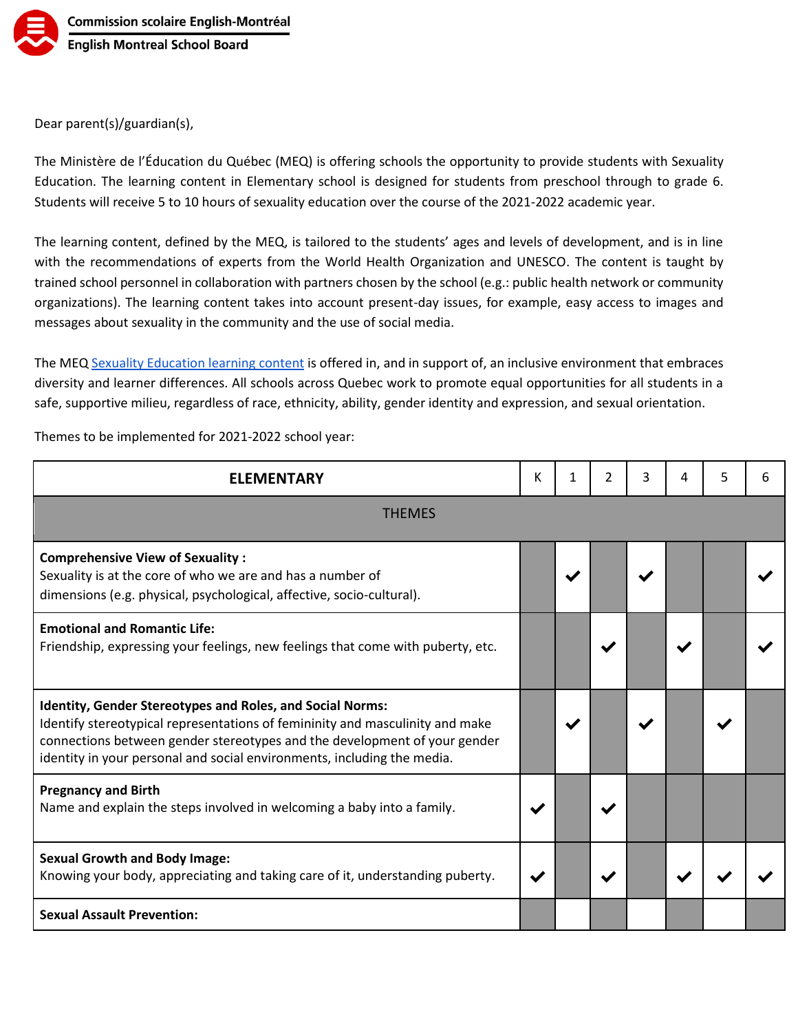**Commission scolaire English-Montréal**
**English Montreal School Board**

Dear parent(s)/guardian(s),

The Ministère de l'Éducation du Québec (MEQ) is offering schools the opportunity to provide students with Sexuality Education. The learning content in Elementary school is designed for students from preschool through to grade 6. Students will receive 5 to 10 hours of sexuality education over the course of the 2021-2022 academic year.

The learning content, defined by the MEQ, is tailored to the students' ages and levels of development, and is in line with the recommendations of experts from the World Health Organization and UNESCO. The content is taught by trained school personnel in collaboration with partners chosen by the school (e.g.: public health network or community organizations). The learning content takes into account present-day issues, for example, easy access to images and messages about sexuality in the community and the use of social media.

The MEQ Sexuality Education learning content is offered in, and in support of, an inclusive environment that embraces diversity and learner differences. All schools across Quebec work to promote equal opportunities for all students in a safe, supportive milieu, regardless of race, ethnicity, ability, gender identity and expression, and sexual orientation.

Themes to be implemented for 2021-2022 school year:

| ELEMENTARY | K | 1 | 2 | 3 | 4 | 5 | 6 |
|---|---|---|---|---|---|---|---|
| THEMES | | | | | | | |
| **Comprehensive View of Sexuality :** Sexuality is at the core of who we are and has a number of dimensions (e.g. physical, psychological, affective, socio-cultural). | | ✔ | | ✔ | | | ✔ |
| **Emotional and Romantic Life:** Friendship, expressing your feelings, new feelings that come with puberty, etc. | | | ✔ | | ✔ | | ✔ |
| **Identity, Gender Stereotypes and Roles, and Social Norms:** Identify stereotypical representations of femininity and masculinity and make connections between gender stereotypes and the development of your gender identity in your personal and social environments, including the media. | | ✔ | | ✔ | | ✔ | |
| **Pregnancy and Birth** Name and explain the steps involved in welcoming a baby into a family. | ✔ | | ✔ | | | | |
| **Sexual Growth and Body Image:** Knowing your body, appreciating and taking care of it, understanding puberty. | ✔ | | ✔ | | ✔ | ✔ | ✔ |
| **Sexual Assault Prevention:** | | | | | | | |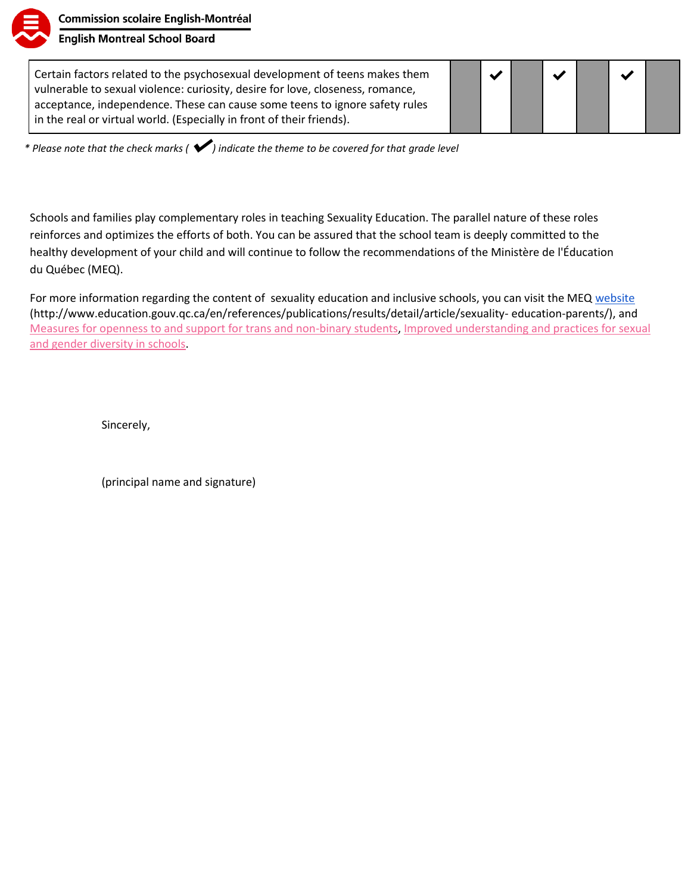| | | | | | | | |
|---|---|---|---|---|---|---|---|
| Certain factors related to the psychosexual development of teens makes them vulnerable to sexual violence: curiosity, desire for love, closeness, romance, acceptance, independence. These can cause some teens to ignore safety rules in the real or virtual world. (Especially in front of their friends). | | ✔ | | ✔ | | ✔ | |

*\* Please note that the check marks ( ✔ ) indicate the theme to be covered for that grade level*

Schools and families play complementary roles in teaching Sexuality Education. The parallel nature of these roles reinforces and optimizes the efforts of both. You can be assured that the school team is deeply committed to the healthy development of your child and will continue to follow the recommendations of the Ministère de l'Éducation du Québec (MEQ).

For more information regarding the content of sexuality education and inclusive schools, you can visit the MEQ website (http://www.education.gouv.qc.ca/en/references/publications/results/detail/article/sexuality- education-parents/), and Measures for openness to and support for trans and non-binary students, Improved understanding and practices for sexual and gender diversity in schools.

Sincerely,

(principal name and signature)